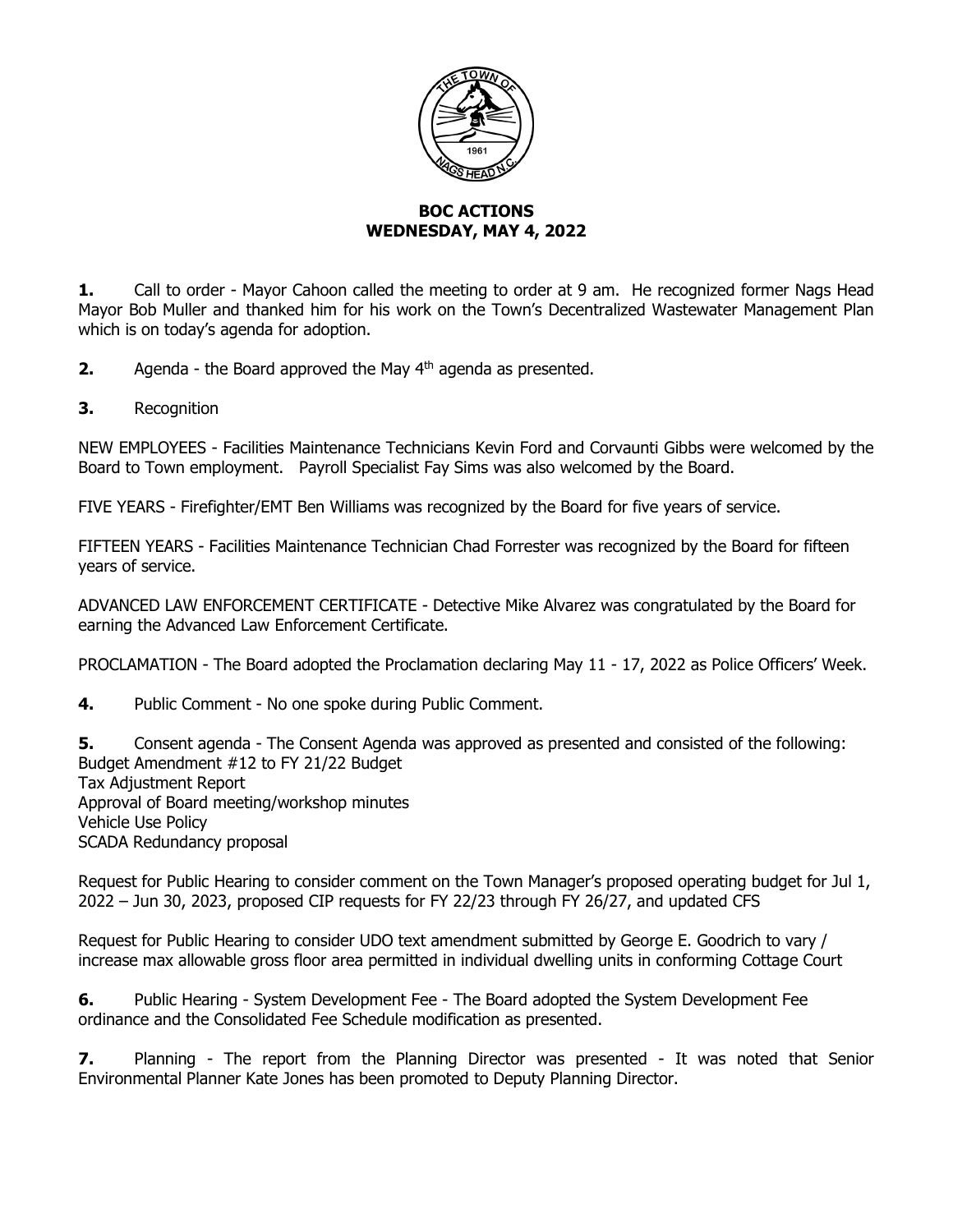# BOC ACTIONS
## WEDNESDAY, MAY 4, 2022

**1.** Call to order - Mayor Cahoon called the meeting to order at 9 am. He recognized former Nags Head Mayor Bob Muller and thanked him for his work on the Town's Decentralized Wastewater Management Plan which is on today's agenda for adoption.

**2.** Agenda - the Board approved the May 4th agenda as presented.

**3.** Recognition

NEW EMPLOYEES - Facilities Maintenance Technicians Kevin Ford and Corvaunti Gibbs were welcomed by the Board to Town employment. Payroll Specialist Fay Sims was also welcomed by the Board.

FIVE YEARS - Firefighter/EMT Ben Williams was recognized by the Board for five years of service.

FIFTEEN YEARS - Facilities Maintenance Technician Chad Forrester was recognized by the Board for fifteen years of service.

ADVANCED LAW ENFORCEMENT CERTIFICATE - Detective Mike Alvarez was congratulated by the Board for earning the Advanced Law Enforcement Certificate.

PROCLAMATION - The Board adopted the Proclamation declaring May 11 - 17, 2022 as Police Officers' Week.

**4.** Public Comment - No one spoke during Public Comment.

**5.** Consent agenda - The Consent Agenda was approved as presented and consisted of the following:
Budget Amendment #12 to FY 21/22 Budget
Tax Adjustment Report
Approval of Board meeting/workshop minutes
Vehicle Use Policy
SCADA Redundancy proposal

Request for Public Hearing to consider comment on the Town Manager's proposed operating budget for Jul 1, 2022 – Jun 30, 2023, proposed CIP requests for FY 22/23 through FY 26/27, and updated CFS

Request for Public Hearing to consider UDO text amendment submitted by George E. Goodrich to vary / increase max allowable gross floor area permitted in individual dwelling units in conforming Cottage Court

**6.** Public Hearing - System Development Fee - The Board adopted the System Development Fee ordinance and the Consolidated Fee Schedule modification as presented.

**7.** Planning - The report from the Planning Director was presented - It was noted that Senior Environmental Planner Kate Jones has been promoted to Deputy Planning Director.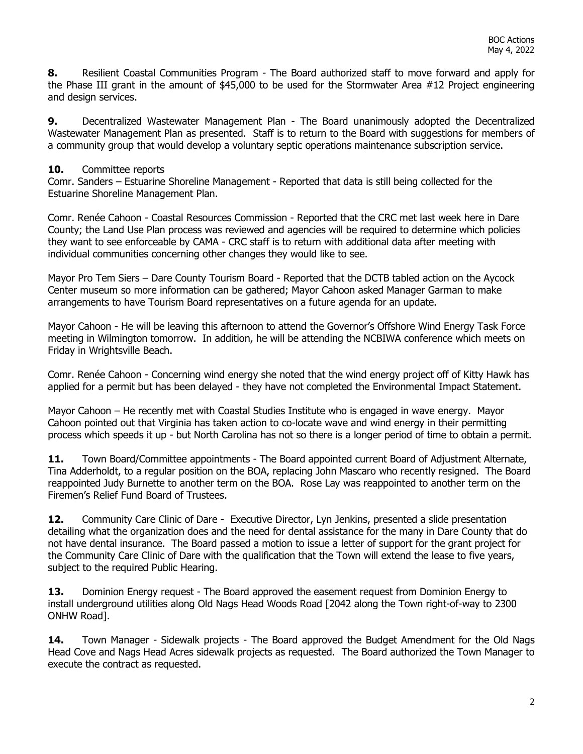**8.** Resilient Coastal Communities Program - The Board authorized staff to move forward and apply for the Phase III grant in the amount of $45,000 to be used for the Stormwater Area #12 Project engineering and design services.

**9.** Decentralized Wastewater Management Plan - The Board unanimously adopted the Decentralized Wastewater Management Plan as presented. Staff is to return to the Board with suggestions for members of a community group that would develop a voluntary septic operations maintenance subscription service.

**10.** Committee reports

Comr. Sanders – Estuarine Shoreline Management - Reported that data is still being collected for the Estuarine Shoreline Management Plan.

Comr. Renée Cahoon - Coastal Resources Commission - Reported that the CRC met last week here in Dare County; the Land Use Plan process was reviewed and agencies will be required to determine which policies they want to see enforceable by CAMA - CRC staff is to return with additional data after meeting with individual communities concerning other changes they would like to see.

Mayor Pro Tem Siers – Dare County Tourism Board - Reported that the DCTB tabled action on the Aycock Center museum so more information can be gathered; Mayor Cahoon asked Manager Garman to make arrangements to have Tourism Board representatives on a future agenda for an update.

Mayor Cahoon - He will be leaving this afternoon to attend the Governor's Offshore Wind Energy Task Force meeting in Wilmington tomorrow. In addition, he will be attending the NCBIWA conference which meets on Friday in Wrightsville Beach.

Comr. Renée Cahoon - Concerning wind energy she noted that the wind energy project off of Kitty Hawk has applied for a permit but has been delayed - they have not completed the Environmental Impact Statement.

Mayor Cahoon – He recently met with Coastal Studies Institute who is engaged in wave energy. Mayor Cahoon pointed out that Virginia has taken action to co-locate wave and wind energy in their permitting process which speeds it up - but North Carolina has not so there is a longer period of time to obtain a permit.

**11.** Town Board/Committee appointments - The Board appointed current Board of Adjustment Alternate, Tina Adderholdt, to a regular position on the BOA, replacing John Mascaro who recently resigned. The Board reappointed Judy Burnette to another term on the BOA. Rose Lay was reappointed to another term on the Firemen's Relief Fund Board of Trustees.

**12.** Community Care Clinic of Dare - Executive Director, Lyn Jenkins, presented a slide presentation detailing what the organization does and the need for dental assistance for the many in Dare County that do not have dental insurance. The Board passed a motion to issue a letter of support for the grant project for the Community Care Clinic of Dare with the qualification that the Town will extend the lease to five years, subject to the required Public Hearing.

**13.** Dominion Energy request - The Board approved the easement request from Dominion Energy to install underground utilities along Old Nags Head Woods Road [2042 along the Town right-of-way to 2300 ONHW Road].

**14.** Town Manager - Sidewalk projects - The Board approved the Budget Amendment for the Old Nags Head Cove and Nags Head Acres sidewalk projects as requested. The Board authorized the Town Manager to execute the contract as requested.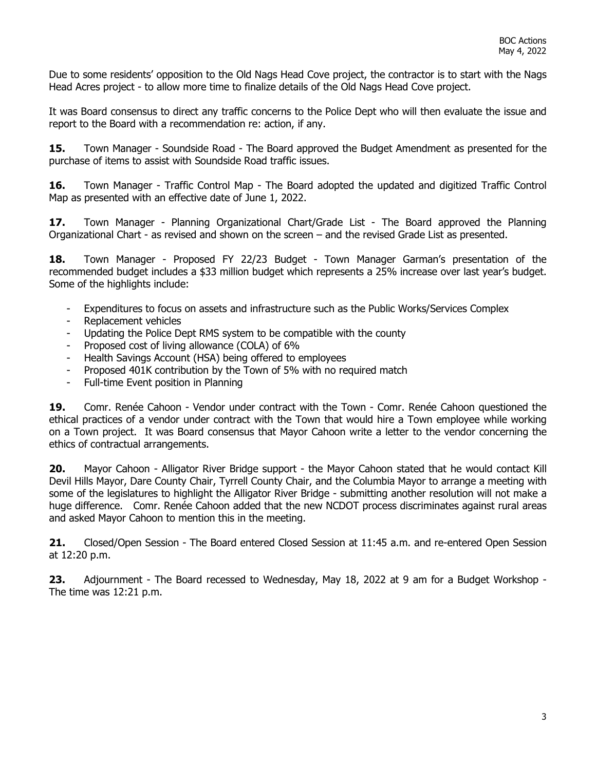Due to some residents' opposition to the Old Nags Head Cove project, the contractor is to start with the Nags Head Acres project - to allow more time to finalize details of the Old Nags Head Cove project.

It was Board consensus to direct any traffic concerns to the Police Dept who will then evaluate the issue and report to the Board with a recommendation re: action, if any.

**15.** Town Manager - Soundside Road - The Board approved the Budget Amendment as presented for the purchase of items to assist with Soundside Road traffic issues.

**16.** Town Manager - Traffic Control Map - The Board adopted the updated and digitized Traffic Control Map as presented with an effective date of June 1, 2022.

**17.** Town Manager - Planning Organizational Chart/Grade List - The Board approved the Planning Organizational Chart - as revised and shown on the screen – and the revised Grade List as presented.

**18.** Town Manager - Proposed FY 22/23 Budget - Town Manager Garman's presentation of the recommended budget includes a $33 million budget which represents a 25% increase over last year's budget. Some of the highlights include:

- Expenditures to focus on assets and infrastructure such as the Public Works/Services Complex
- Replacement vehicles
- Updating the Police Dept RMS system to be compatible with the county
- Proposed cost of living allowance (COLA) of 6%
- Health Savings Account (HSA) being offered to employees
- Proposed 401K contribution by the Town of 5% with no required match
- Full-time Event position in Planning

**19.** Comr. Renée Cahoon - Vendor under contract with the Town - Comr. Renée Cahoon questioned the ethical practices of a vendor under contract with the Town that would hire a Town employee while working on a Town project. It was Board consensus that Mayor Cahoon write a letter to the vendor concerning the ethics of contractual arrangements.

**20.** Mayor Cahoon - Alligator River Bridge support - the Mayor Cahoon stated that he would contact Kill Devil Hills Mayor, Dare County Chair, Tyrrell County Chair, and the Columbia Mayor to arrange a meeting with some of the legislatures to highlight the Alligator River Bridge - submitting another resolution will not make a huge difference. Comr. Renée Cahoon added that the new NCDOT process discriminates against rural areas and asked Mayor Cahoon to mention this in the meeting.

**21.** Closed/Open Session - The Board entered Closed Session at 11:45 a.m. and re-entered Open Session at 12:20 p.m.

**23.** Adjournment - The Board recessed to Wednesday, May 18, 2022 at 9 am for a Budget Workshop - The time was 12:21 p.m.